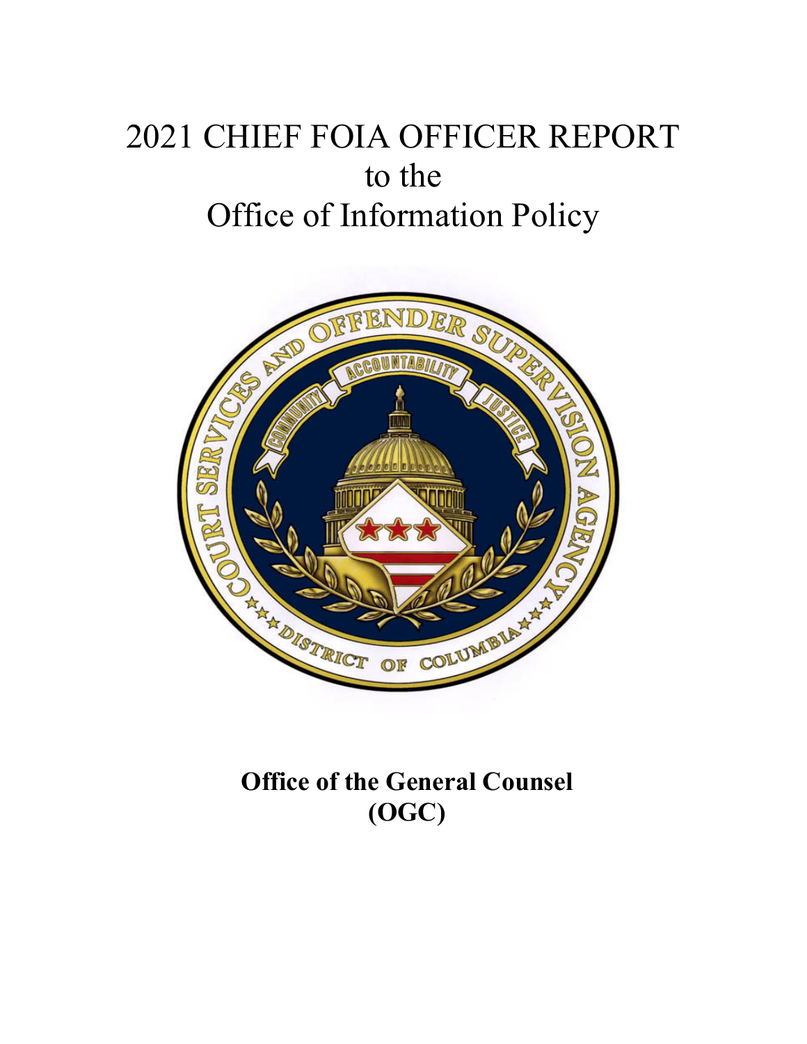# 2021 CHIEF FOIA OFFICER REPORT to the Office of Information Policy

**Office of the General Counsel (OGC)**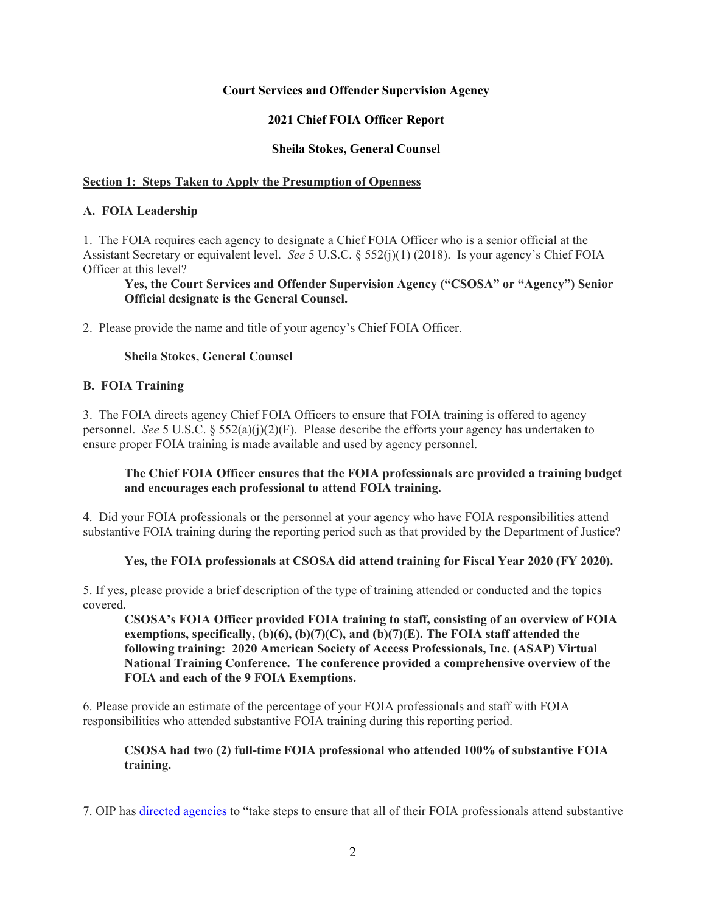**Court Services and Offender Supervision Agency**

**2021 Chief FOIA Officer Report**

**Sheila Stokes, General Counsel**

## Section 1: Steps Taken to Apply the Presumption of Openness

### A. FOIA Leadership

1. The FOIA requires each agency to designate a Chief FOIA Officer who is a senior official at the Assistant Secretary or equivalent level. *See* 5 U.S.C. § 552(j)(1) (2018). Is your agency's Chief FOIA Officer at this level?

   **Yes, the Court Services and Offender Supervision Agency ("CSOSA" or "Agency") Senior Official designate is the General Counsel.**

2. Please provide the name and title of your agency's Chief FOIA Officer.

   **Sheila Stokes, General Counsel**

### B. FOIA Training

3. The FOIA directs agency Chief FOIA Officers to ensure that FOIA training is offered to agency personnel. *See* 5 U.S.C. § 552(a)(j)(2)(F). Please describe the efforts your agency has undertaken to ensure proper FOIA training is made available and used by agency personnel.

   **The Chief FOIA Officer ensures that the FOIA professionals are provided a training budget and encourages each professional to attend FOIA training.**

4. Did your FOIA professionals or the personnel at your agency who have FOIA responsibilities attend substantive FOIA training during the reporting period such as that provided by the Department of Justice?

   **Yes, the FOIA professionals at CSOSA did attend training for Fiscal Year 2020 (FY 2020).**

5. If yes, please provide a brief description of the type of training attended or conducted and the topics covered.

   **CSOSA's FOIA Officer provided FOIA training to staff, consisting of an overview of FOIA exemptions, specifically, (b)(6), (b)(7)(C), and (b)(7)(E). The FOIA staff attended the following training: 2020 American Society of Access Professionals, Inc. (ASAP) Virtual National Training Conference. The conference provided a comprehensive overview of the FOIA and each of the 9 FOIA Exemptions.**

6. Please provide an estimate of the percentage of your FOIA professionals and staff with FOIA responsibilities who attended substantive FOIA training during this reporting period.

   **CSOSA had two (2) full-time FOIA professional who attended 100% of substantive FOIA training.**

7. OIP has directed agencies to "take steps to ensure that all of their FOIA professionals attend substantive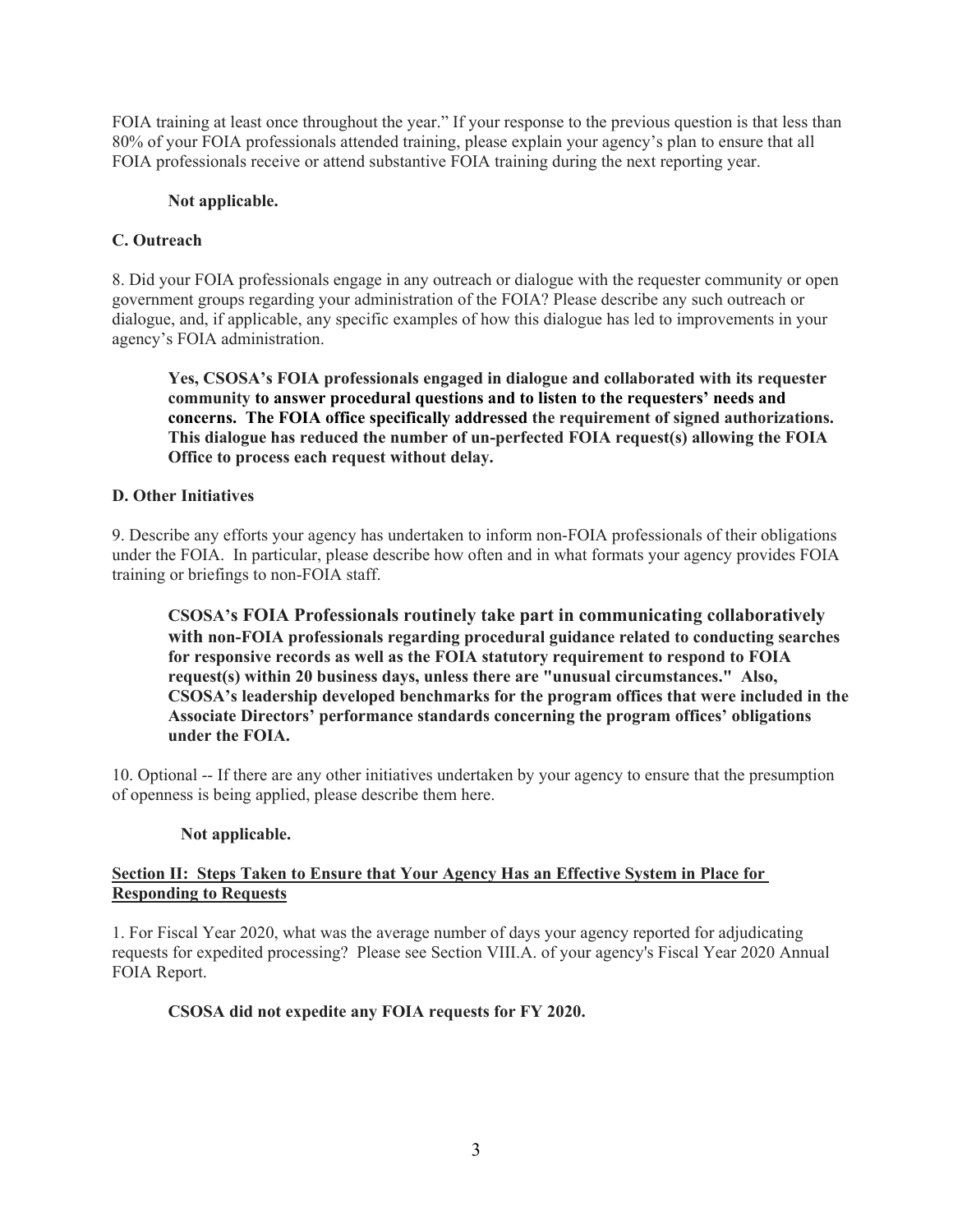FOIA training at least once throughout the year." If your response to the previous question is that less than 80% of your FOIA professionals attended training, please explain your agency's plan to ensure that all FOIA professionals receive or attend substantive FOIA training during the next reporting year.

**Not applicable.**

### C. Outreach

8. Did your FOIA professionals engage in any outreach or dialogue with the requester community or open government groups regarding your administration of the FOIA? Please describe any such outreach or dialogue, and, if applicable, any specific examples of how this dialogue has led to improvements in your agency's FOIA administration.

**Yes, CSOSA's FOIA professionals engaged in dialogue and collaborated with its requester community to answer procedural questions and to listen to the requesters' needs and concerns. The FOIA office specifically addressed the requirement of signed authorizations. This dialogue has reduced the number of un-perfected FOIA request(s) allowing the FOIA Office to process each request without delay.**

### D. Other Initiatives

9. Describe any efforts your agency has undertaken to inform non-FOIA professionals of their obligations under the FOIA. In particular, please describe how often and in what formats your agency provides FOIA training or briefings to non-FOIA staff.

**CSOSA's FOIA Professionals routinely take part in communicating collaboratively with non-FOIA professionals regarding procedural guidance related to conducting searches for responsive records as well as the FOIA statutory requirement to respond to FOIA request(s) within 20 business days, unless there are "unusual circumstances." Also, CSOSA's leadership developed benchmarks for the program offices that were included in the Associate Directors' performance standards concerning the program offices' obligations under the FOIA.**

10. Optional -- If there are any other initiatives undertaken by your agency to ensure that the presumption of openness is being applied, please describe them here.

**Not applicable.**

## Section II: Steps Taken to Ensure that Your Agency Has an Effective System in Place for Responding to Requests

1. For Fiscal Year 2020, what was the average number of days your agency reported for adjudicating requests for expedited processing? Please see Section VIII.A. of your agency's Fiscal Year 2020 Annual FOIA Report.

**CSOSA did not expedite any FOIA requests for FY 2020.**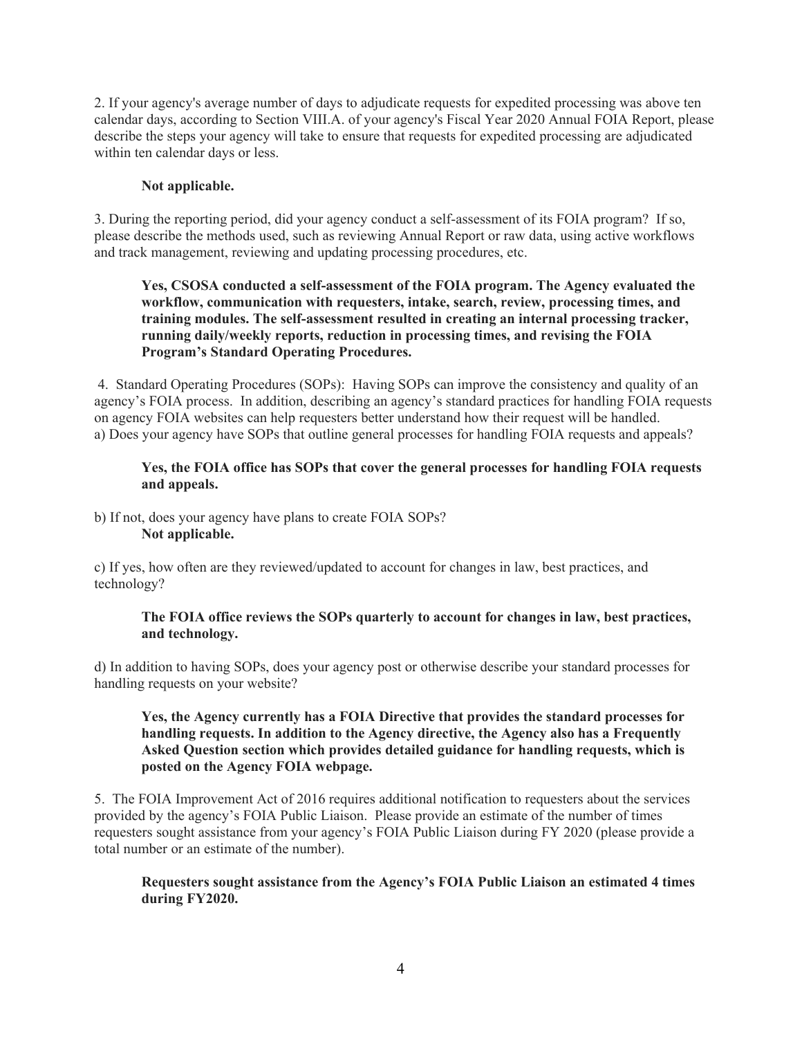2. If your agency's average number of days to adjudicate requests for expedited processing was above ten calendar days, according to Section VIII.A. of your agency's Fiscal Year 2020 Annual FOIA Report, please describe the steps your agency will take to ensure that requests for expedited processing are adjudicated within ten calendar days or less.

**Not applicable.**

3. During the reporting period, did your agency conduct a self-assessment of its FOIA program? If so, please describe the methods used, such as reviewing Annual Report or raw data, using active workflows and track management, reviewing and updating processing procedures, etc.

**Yes, CSOSA conducted a self-assessment of the FOIA program. The Agency evaluated the workflow, communication with requesters, intake, search, review, processing times, and training modules. The self-assessment resulted in creating an internal processing tracker, running daily/weekly reports, reduction in processing times, and revising the FOIA Program's Standard Operating Procedures.**

4. Standard Operating Procedures (SOPs): Having SOPs can improve the consistency and quality of an agency's FOIA process. In addition, describing an agency's standard practices for handling FOIA requests on agency FOIA websites can help requesters better understand how their request will be handled.

a) Does your agency have SOPs that outline general processes for handling FOIA requests and appeals?

**Yes, the FOIA office has SOPs that cover the general processes for handling FOIA requests and appeals.**

b) If not, does your agency have plans to create FOIA SOPs?

**Not applicable.**

c) If yes, how often are they reviewed/updated to account for changes in law, best practices, and technology?

**The FOIA office reviews the SOPs quarterly to account for changes in law, best practices, and technology.**

d) In addition to having SOPs, does your agency post or otherwise describe your standard processes for handling requests on your website?

**Yes, the Agency currently has a FOIA Directive that provides the standard processes for handling requests. In addition to the Agency directive, the Agency also has a Frequently Asked Question section which provides detailed guidance for handling requests, which is posted on the Agency FOIA webpage.**

5. The FOIA Improvement Act of 2016 requires additional notification to requesters about the services provided by the agency's FOIA Public Liaison. Please provide an estimate of the number of times requesters sought assistance from your agency's FOIA Public Liaison during FY 2020 (please provide a total number or an estimate of the number).

**Requesters sought assistance from the Agency's FOIA Public Liaison an estimated 4 times during FY2020.**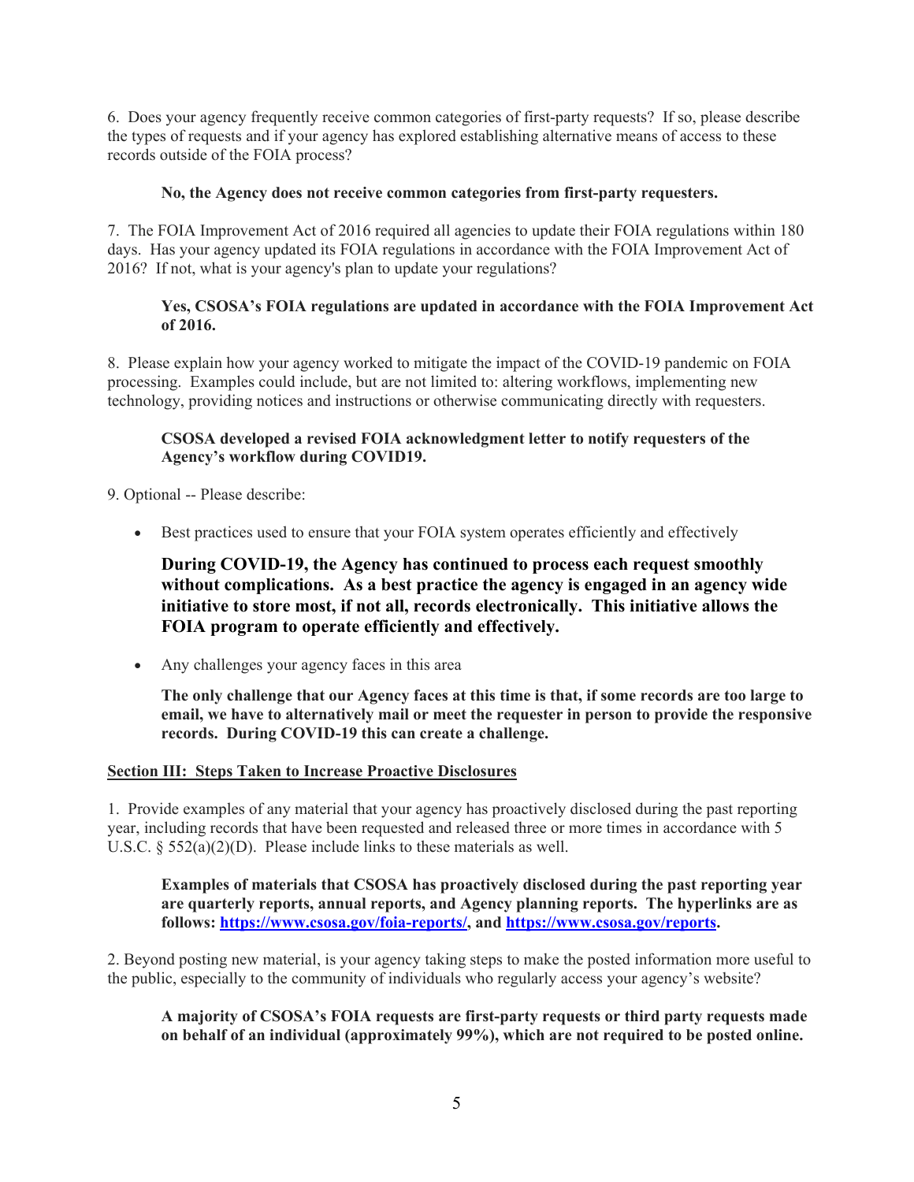6. Does your agency frequently receive common categories of first-party requests? If so, please describe the types of requests and if your agency has explored establishing alternative means of access to these records outside of the FOIA process?

**No, the Agency does not receive common categories from first-party requesters.**

7. The FOIA Improvement Act of 2016 required all agencies to update their FOIA regulations within 180 days. Has your agency updated its FOIA regulations in accordance with the FOIA Improvement Act of 2016? If not, what is your agency's plan to update your regulations?

**Yes, CSOSA's FOIA regulations are updated in accordance with the FOIA Improvement Act of 2016.**

8. Please explain how your agency worked to mitigate the impact of the COVID-19 pandemic on FOIA processing. Examples could include, but are not limited to: altering workflows, implementing new technology, providing notices and instructions or otherwise communicating directly with requesters.

**CSOSA developed a revised FOIA acknowledgment letter to notify requesters of the Agency's workflow during COVID19.**

9. Optional -- Please describe:

- Best practices used to ensure that your FOIA system operates efficiently and effectively

  **During COVID-19, the Agency has continued to process each request smoothly without complications. As a best practice the agency is engaged in an agency wide initiative to store most, if not all, records electronically. This initiative allows the FOIA program to operate efficiently and effectively.**

- Any challenges your agency faces in this area

  **The only challenge that our Agency faces at this time is that, if some records are too large to email, we have to alternatively mail or meet the requester in person to provide the responsive records. During COVID-19 this can create a challenge.**

## Section III: Steps Taken to Increase Proactive Disclosures

1. Provide examples of any material that your agency has proactively disclosed during the past reporting year, including records that have been requested and released three or more times in accordance with 5 U.S.C. § 552(a)(2)(D). Please include links to these materials as well.

**Examples of materials that CSOSA has proactively disclosed during the past reporting year are quarterly reports, annual reports, and Agency planning reports. The hyperlinks are as follows: [https://www.csosa.gov/foia-reports/](https://www.csosa.gov/foia-reports/), and [https://www.csosa.gov/reports](https://www.csosa.gov/reports).**

2. Beyond posting new material, is your agency taking steps to make the posted information more useful to the public, especially to the community of individuals who regularly access your agency's website?

**A majority of CSOSA's FOIA requests are first-party requests or third party requests made on behalf of an individual (approximately 99%), which are not required to be posted online.**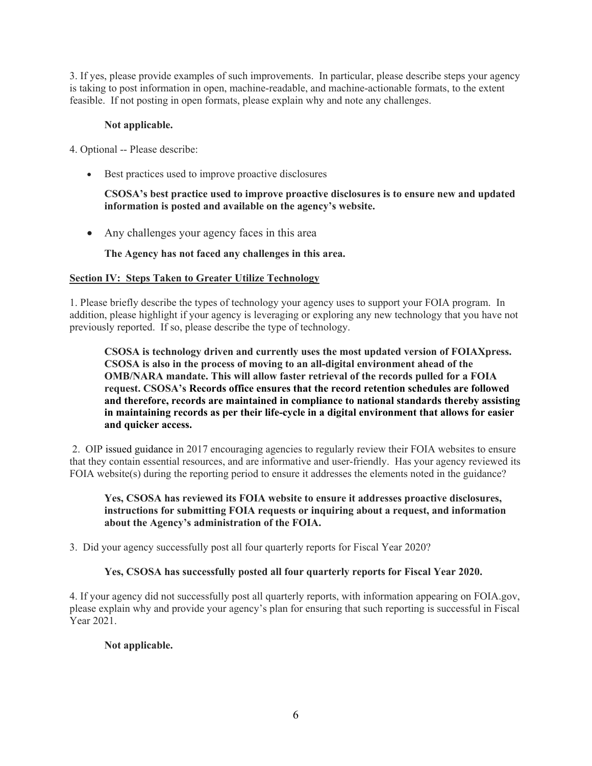3. If yes, please provide examples of such improvements. In particular, please describe steps your agency is taking to post information in open, machine-readable, and machine-actionable formats, to the extent feasible. If not posting in open formats, please explain why and note any challenges.

**Not applicable.**

4. Optional -- Please describe:

- Best practices used to improve proactive disclosures

  **CSOSA's best practice used to improve proactive disclosures is to ensure new and updated information is posted and available on the agency's website.**

- Any challenges your agency faces in this area

  **The Agency has not faced any challenges in this area.**

## Section IV: Steps Taken to Greater Utilize Technology

1. Please briefly describe the types of technology your agency uses to support your FOIA program. In addition, please highlight if your agency is leveraging or exploring any new technology that you have not previously reported. If so, please describe the type of technology.

**CSOSA is technology driven and currently uses the most updated version of FOIAXpress. CSOSA is also in the process of moving to an all-digital environment ahead of the OMB/NARA mandate. This will allow faster retrieval of the records pulled for a FOIA request. CSOSA's Records office ensures that the record retention schedules are followed and therefore, records are maintained in compliance to national standards thereby assisting in maintaining records as per their life-cycle in a digital environment that allows for easier and quicker access.**

2. OIP issued guidance in 2017 encouraging agencies to regularly review their FOIA websites to ensure that they contain essential resources, and are informative and user-friendly. Has your agency reviewed its FOIA website(s) during the reporting period to ensure it addresses the elements noted in the guidance?

**Yes, CSOSA has reviewed its FOIA website to ensure it addresses proactive disclosures, instructions for submitting FOIA requests or inquiring about a request, and information about the Agency's administration of the FOIA.**

3. Did your agency successfully post all four quarterly reports for Fiscal Year 2020?

**Yes, CSOSA has successfully posted all four quarterly reports for Fiscal Year 2020.**

4. If your agency did not successfully post all quarterly reports, with information appearing on FOIA.gov, please explain why and provide your agency's plan for ensuring that such reporting is successful in Fiscal Year 2021.

**Not applicable.**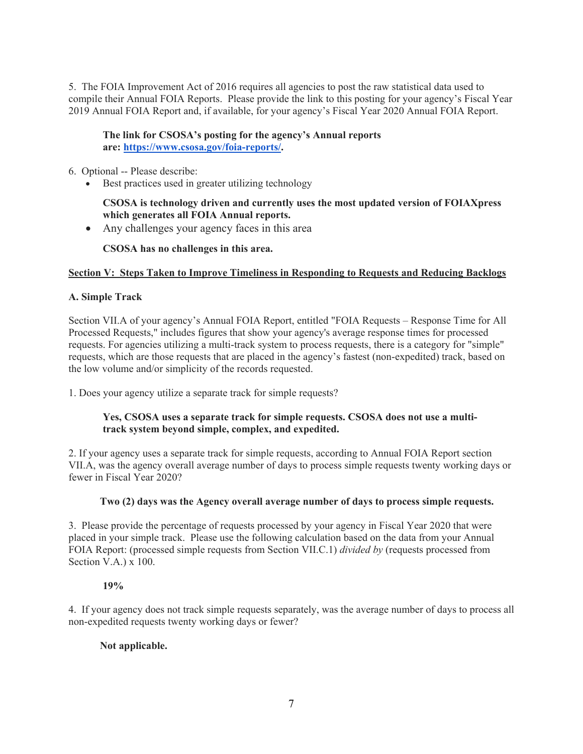5. The FOIA Improvement Act of 2016 requires all agencies to post the raw statistical data used to compile their Annual FOIA Reports. Please provide the link to this posting for your agency's Fiscal Year 2019 Annual FOIA Report and, if available, for your agency's Fiscal Year 2020 Annual FOIA Report.

> **The link for CSOSA's posting for the agency's Annual reports are: https://www.csosa.gov/foia-reports/.**

6. Optional -- Please describe:

- Best practices used in greater utilizing technology

  **CSOSA is technology driven and currently uses the most updated version of FOIAXpress which generates all FOIA Annual reports.**

- Any challenges your agency faces in this area

  **CSOSA has no challenges in this area.**

## Section V: Steps Taken to Improve Timeliness in Responding to Requests and Reducing Backlogs

### A. Simple Track

Section VII.A of your agency's Annual FOIA Report, entitled "FOIA Requests – Response Time for All Processed Requests," includes figures that show your agency's average response times for processed requests. For agencies utilizing a multi-track system to process requests, there is a category for "simple" requests, which are those requests that are placed in the agency's fastest (non-expedited) track, based on the low volume and/or simplicity of the records requested.

1. Does your agency utilize a separate track for simple requests?

> **Yes, CSOSA uses a separate track for simple requests. CSOSA does not use a multi-track system beyond simple, complex, and expedited.**

2. If your agency uses a separate track for simple requests, according to Annual FOIA Report section VII.A, was the agency overall average number of days to process simple requests twenty working days or fewer in Fiscal Year 2020?

> **Two (2) days was the Agency overall average number of days to process simple requests.**

3. Please provide the percentage of requests processed by your agency in Fiscal Year 2020 that were placed in your simple track. Please use the following calculation based on the data from your Annual FOIA Report: (processed simple requests from Section VII.C.1) *divided by* (requests processed from Section V.A.) x 100.

> **19%**

4. If your agency does not track simple requests separately, was the average number of days to process all non-expedited requests twenty working days or fewer?

> **Not applicable.**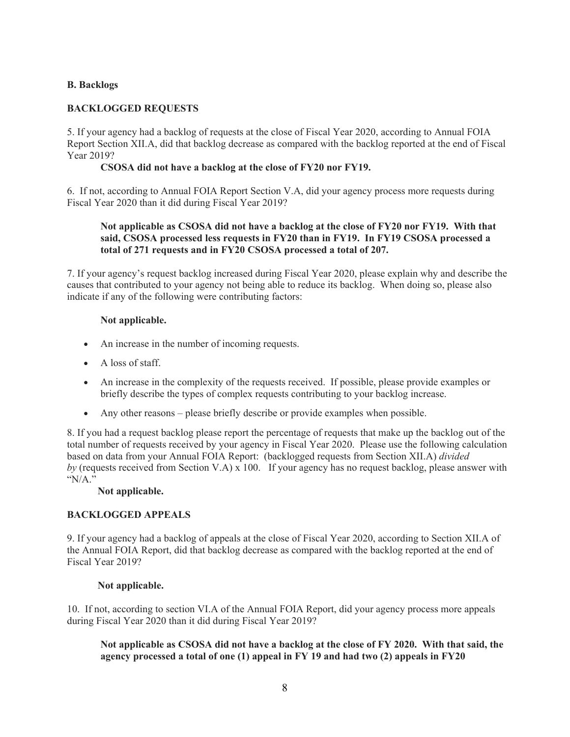**B. Backlogs**

**BACKLOGGED REQUESTS**

5. If your agency had a backlog of requests at the close of Fiscal Year 2020, according to Annual FOIA Report Section XII.A, did that backlog decrease as compared with the backlog reported at the end of Fiscal Year 2019?

**CSOSA did not have a backlog at the close of FY20 nor FY19.**

6. If not, according to Annual FOIA Report Section V.A, did your agency process more requests during Fiscal Year 2020 than it did during Fiscal Year 2019?

**Not applicable as CSOSA did not have a backlog at the close of FY20 nor FY19. With that said, CSOSA processed less requests in FY20 than in FY19. In FY19 CSOSA processed a total of 271 requests and in FY20 CSOSA processed a total of 207.**

7. If your agency's request backlog increased during Fiscal Year 2020, please explain why and describe the causes that contributed to your agency not being able to reduce its backlog. When doing so, please also indicate if any of the following were contributing factors:

**Not applicable.**

- An increase in the number of incoming requests.
- A loss of staff.
- An increase in the complexity of the requests received. If possible, please provide examples or briefly describe the types of complex requests contributing to your backlog increase.
- Any other reasons – please briefly describe or provide examples when possible.

8. If you had a request backlog please report the percentage of requests that make up the backlog out of the total number of requests received by your agency in Fiscal Year 2020. Please use the following calculation based on data from your Annual FOIA Report: (backlogged requests from Section XII.A) *divided by* (requests received from Section V.A) x 100. If your agency has no request backlog, please answer with "N/A."

**Not applicable.**

**BACKLOGGED APPEALS**

9. If your agency had a backlog of appeals at the close of Fiscal Year 2020, according to Section XII.A of the Annual FOIA Report, did that backlog decrease as compared with the backlog reported at the end of Fiscal Year 2019?

**Not applicable.**

10. If not, according to section VI.A of the Annual FOIA Report, did your agency process more appeals during Fiscal Year 2020 than it did during Fiscal Year 2019?

**Not applicable as CSOSA did not have a backlog at the close of FY 2020. With that said, the agency processed a total of one (1) appeal in FY 19 and had two (2) appeals in FY20**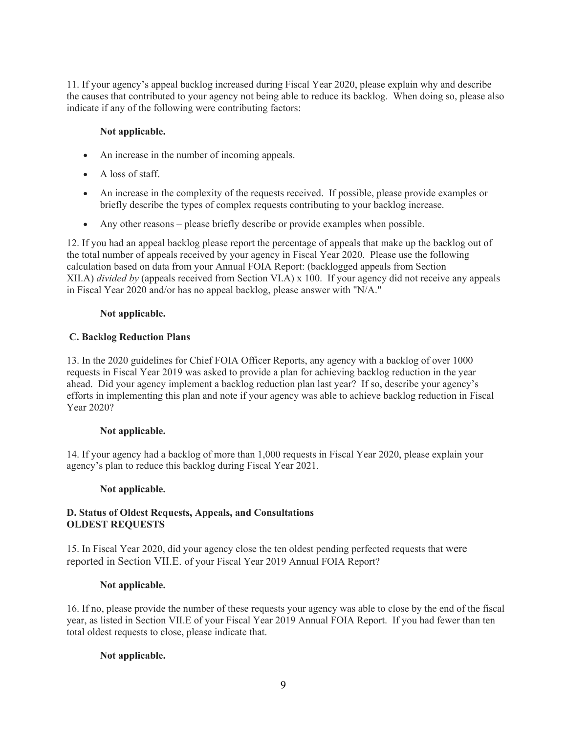11. If your agency's appeal backlog increased during Fiscal Year 2020, please explain why and describe the causes that contributed to your agency not being able to reduce its backlog. When doing so, please also indicate if any of the following were contributing factors:

**Not applicable.**

- An increase in the number of incoming appeals.
- A loss of staff.
- An increase in the complexity of the requests received. If possible, please provide examples or briefly describe the types of complex requests contributing to your backlog increase.
- Any other reasons – please briefly describe or provide examples when possible.

12. If you had an appeal backlog please report the percentage of appeals that make up the backlog out of the total number of appeals received by your agency in Fiscal Year 2020. Please use the following calculation based on data from your Annual FOIA Report: (backlogged appeals from Section XII.A) *divided by* (appeals received from Section VI.A) x 100. If your agency did not receive any appeals in Fiscal Year 2020 and/or has no appeal backlog, please answer with "N/A."

**Not applicable.**

**C. Backlog Reduction Plans**

13. In the 2020 guidelines for Chief FOIA Officer Reports, any agency with a backlog of over 1000 requests in Fiscal Year 2019 was asked to provide a plan for achieving backlog reduction in the year ahead. Did your agency implement a backlog reduction plan last year? If so, describe your agency's efforts in implementing this plan and note if your agency was able to achieve backlog reduction in Fiscal Year 2020?

**Not applicable.**

14. If your agency had a backlog of more than 1,000 requests in Fiscal Year 2020, please explain your agency's plan to reduce this backlog during Fiscal Year 2021.

**Not applicable.**

**D. Status of Oldest Requests, Appeals, and Consultations**
**OLDEST REQUESTS**

15. In Fiscal Year 2020, did your agency close the ten oldest pending perfected requests that were reported in Section VII.E. of your Fiscal Year 2019 Annual FOIA Report?

**Not applicable.**

16. If no, please provide the number of these requests your agency was able to close by the end of the fiscal year, as listed in Section VII.E of your Fiscal Year 2019 Annual FOIA Report. If you had fewer than ten total oldest requests to close, please indicate that.

**Not applicable.**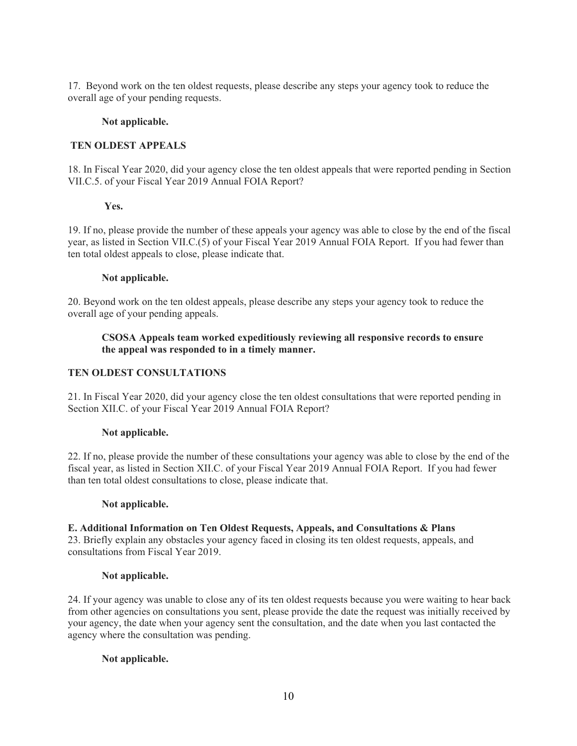17. Beyond work on the ten oldest requests, please describe any steps your agency took to reduce the overall age of your pending requests.

**Not applicable.**

**TEN OLDEST APPEALS**

18. In Fiscal Year 2020, did your agency close the ten oldest appeals that were reported pending in Section VII.C.5. of your Fiscal Year 2019 Annual FOIA Report?

**Yes.**

19. If no, please provide the number of these appeals your agency was able to close by the end of the fiscal year, as listed in Section VII.C.(5) of your Fiscal Year 2019 Annual FOIA Report. If you had fewer than ten total oldest appeals to close, please indicate that.

**Not applicable.**

20. Beyond work on the ten oldest appeals, please describe any steps your agency took to reduce the overall age of your pending appeals.

**CSOSA Appeals team worked expeditiously reviewing all responsive records to ensure the appeal was responded to in a timely manner.**

**TEN OLDEST CONSULTATIONS**

21. In Fiscal Year 2020, did your agency close the ten oldest consultations that were reported pending in Section XII.C. of your Fiscal Year 2019 Annual FOIA Report?

**Not applicable.**

22. If no, please provide the number of these consultations your agency was able to close by the end of the fiscal year, as listed in Section XII.C. of your Fiscal Year 2019 Annual FOIA Report. If you had fewer than ten total oldest consultations to close, please indicate that.

**Not applicable.**

**E. Additional Information on Ten Oldest Requests, Appeals, and Consultations & Plans**

23. Briefly explain any obstacles your agency faced in closing its ten oldest requests, appeals, and consultations from Fiscal Year 2019.

**Not applicable.**

24. If your agency was unable to close any of its ten oldest requests because you were waiting to hear back from other agencies on consultations you sent, please provide the date the request was initially received by your agency, the date when your agency sent the consultation, and the date when you last contacted the agency where the consultation was pending.

**Not applicable.**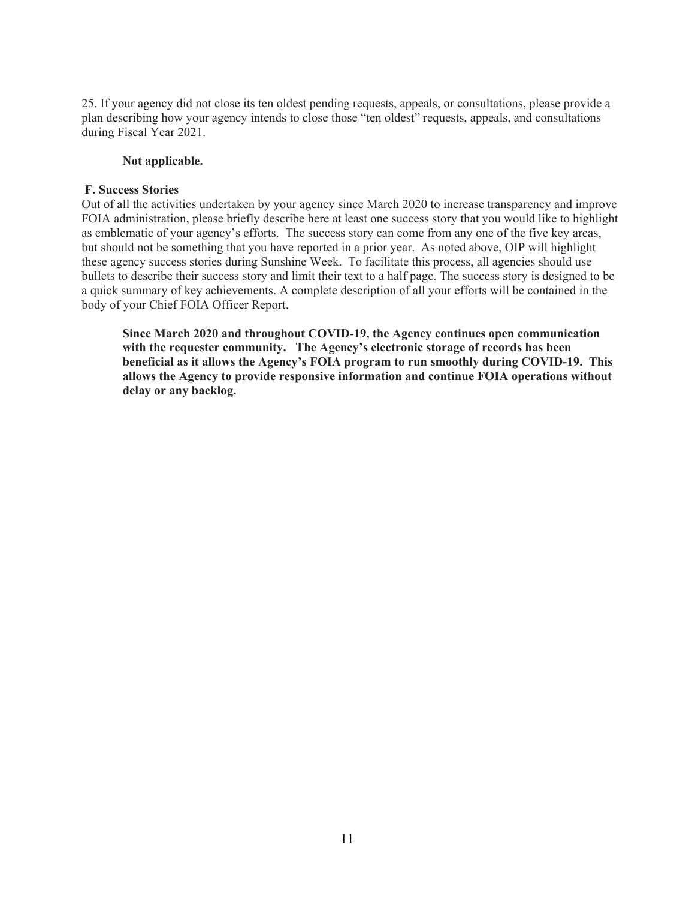25. If your agency did not close its ten oldest pending requests, appeals, or consultations, please provide a plan describing how your agency intends to close those "ten oldest" requests, appeals, and consultations during Fiscal Year 2021.

**Not applicable.**

### F. Success Stories

Out of all the activities undertaken by your agency since March 2020 to increase transparency and improve FOIA administration, please briefly describe here at least one success story that you would like to highlight as emblematic of your agency's efforts. The success story can come from any one of the five key areas, but should not be something that you have reported in a prior year. As noted above, OIP will highlight these agency success stories during Sunshine Week. To facilitate this process, all agencies should use bullets to describe their success story and limit their text to a half page. The success story is designed to be a quick summary of key achievements. A complete description of all your efforts will be contained in the body of your Chief FOIA Officer Report.

**Since March 2020 and throughout COVID-19, the Agency continues open communication with the requester community. The Agency's electronic storage of records has been beneficial as it allows the Agency's FOIA program to run smoothly during COVID-19. This allows the Agency to provide responsive information and continue FOIA operations without delay or any backlog.**